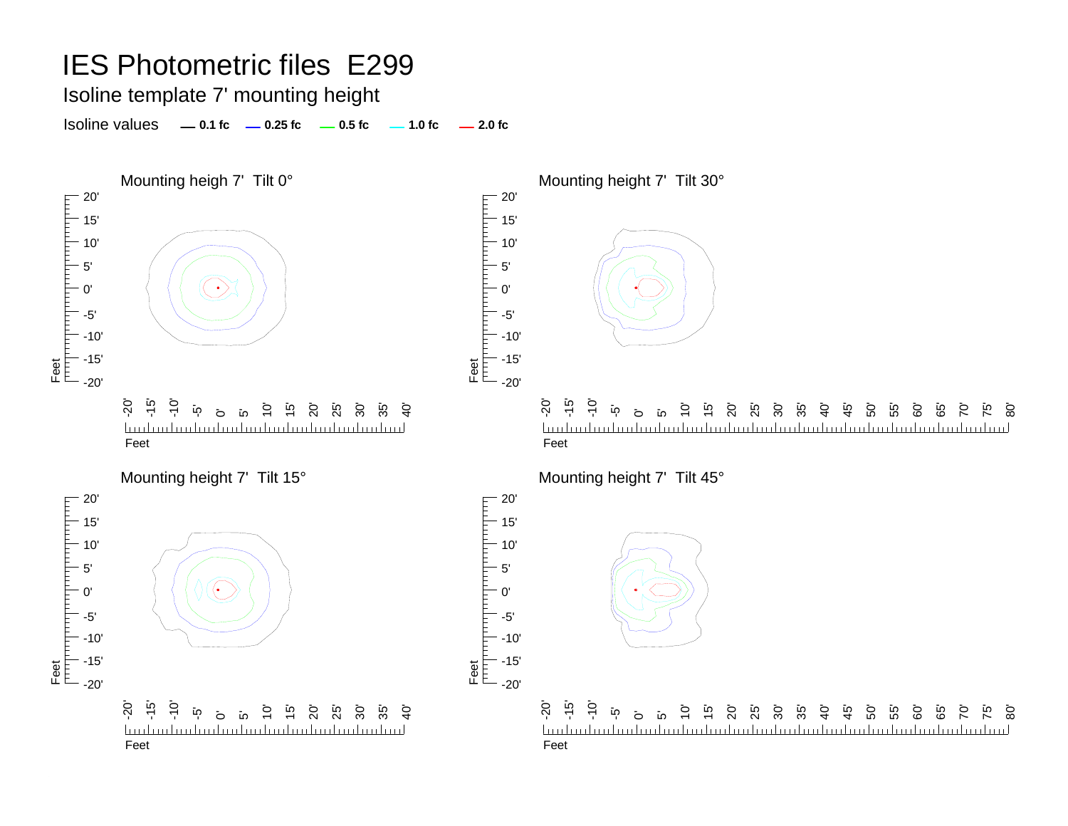# IES Photometric files E299

## Isoline template 7' mounting height

Isoline values — 0.1 fc — 0.25 fc — 0.5 fc — 1.0 fc — 2.0 fc

Mounting heigh 7' Tilt 0°

Mounting height 7' Tilt 30°

Mounting height 7' Tilt 15°

Mounting height 7' Tilt 45°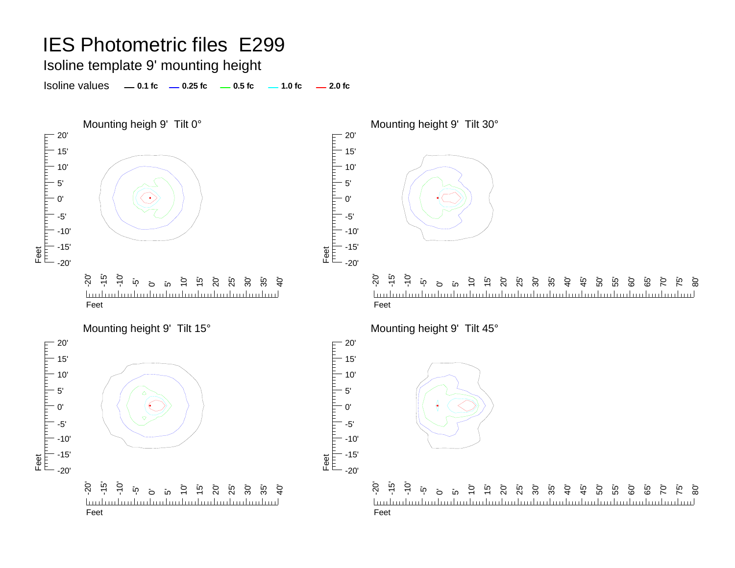# IES Photometric files E299

## Isoline template 9' mounting height

Isoline values — 0.1 fc — 0.25 fc — 0.5 fc — 1.0 fc — 2.0 fc

### Mounting heigh 9' Tilt 0°

### Mounting height 9' Tilt 30°

### Mounting height 9' Tilt 15°

### Mounting height 9' Tilt 45°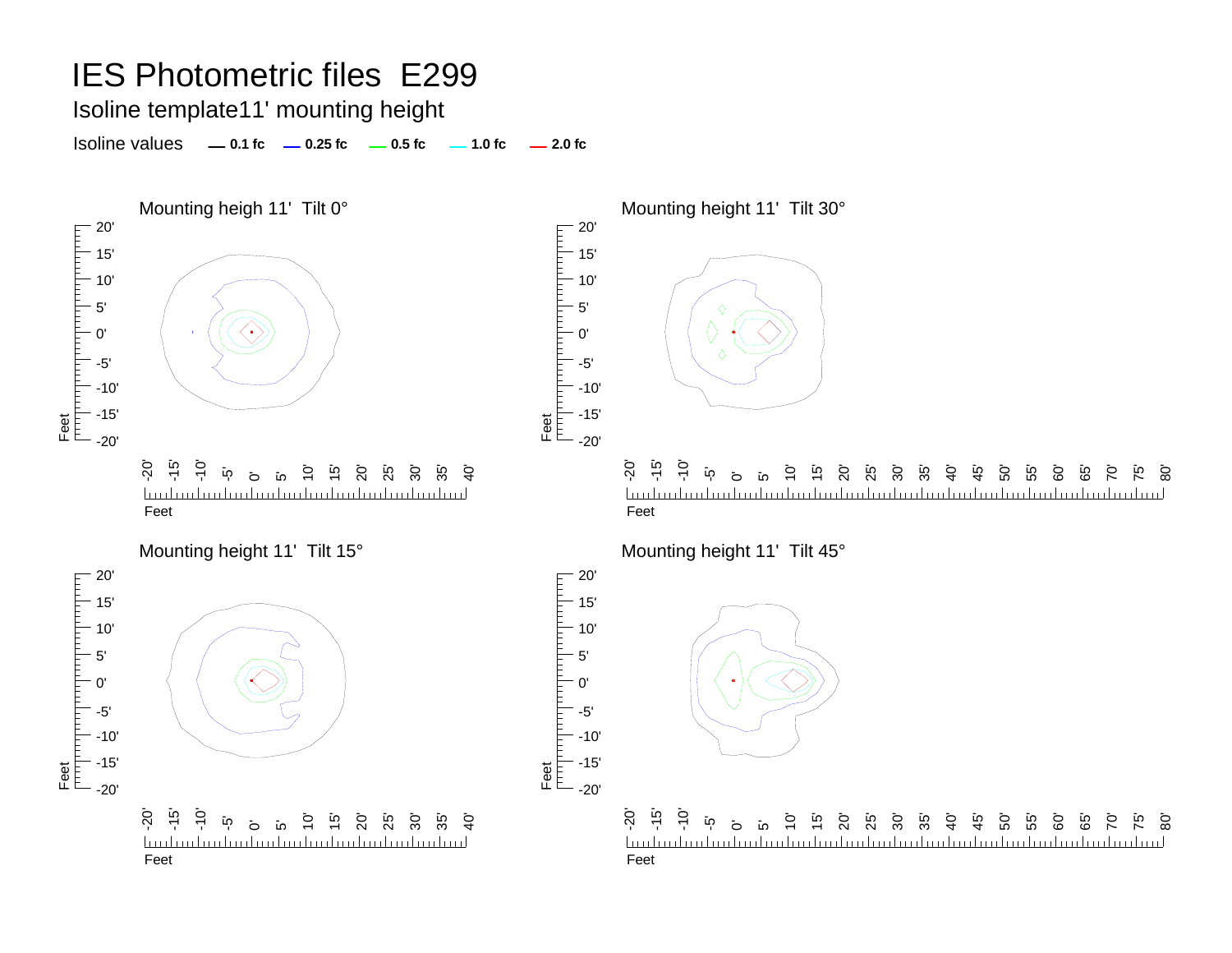# IES Photometric files E299

## Isoline template11' mounting height

Isoline values — 0.1 fc — 0.25 fc — 0.5 fc — 1.0 fc — 2.0 fc

### Mounting heigh 11' Tilt 0°

### Mounting height 11' Tilt 30°

### Mounting height 11' Tilt 15°

### Mounting height 11' Tilt 45°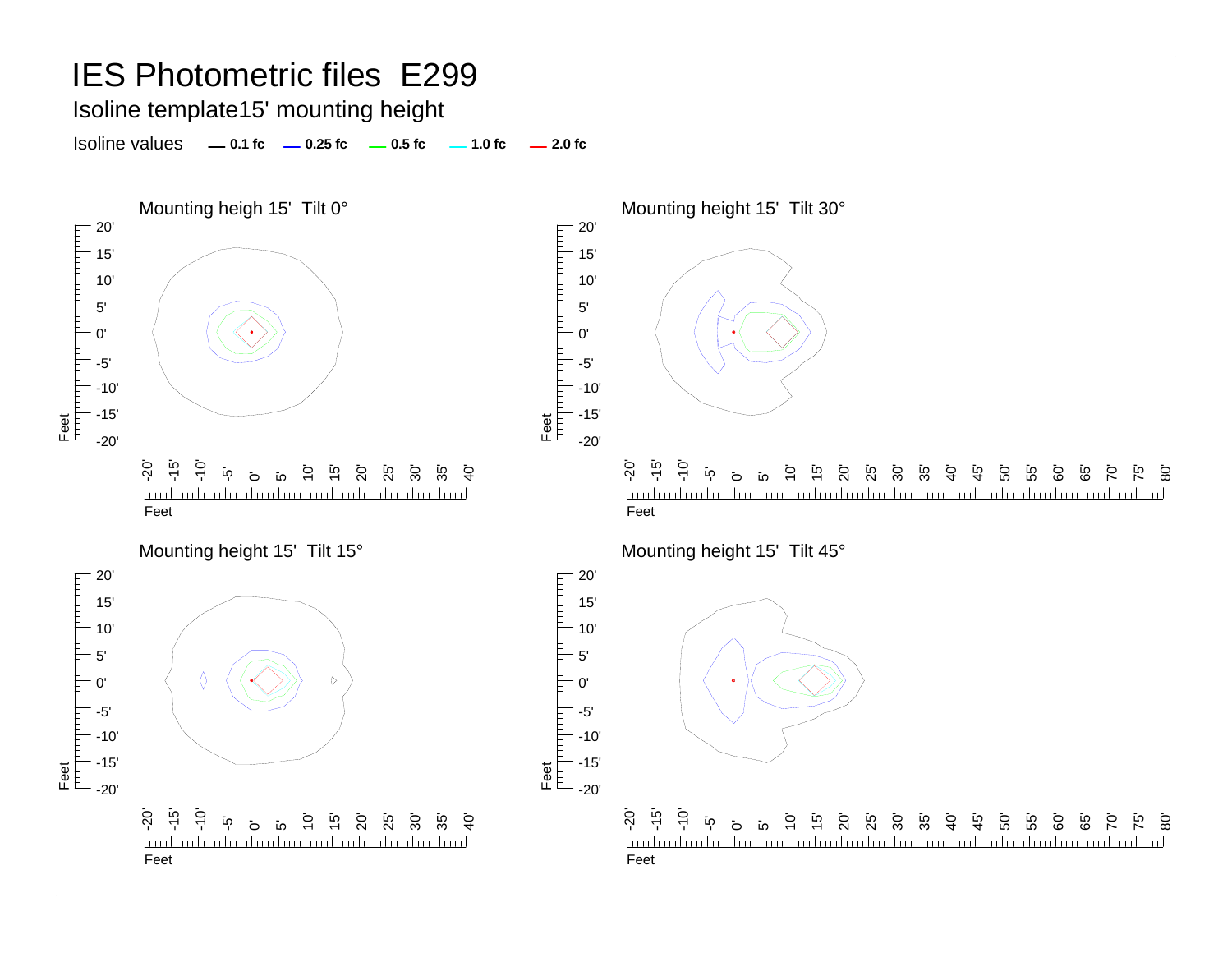# IES Photometric files E299

## Isoline template15' mounting height

Isoline values — 0.1 fc — 0.25 fc — 0.5 fc — 1.0 fc — 2.0 fc

### Mounting heigh 15' Tilt 0°

### Mounting height 15' Tilt 30°

### Mounting height 15' Tilt 15°

### Mounting height 15' Tilt 45°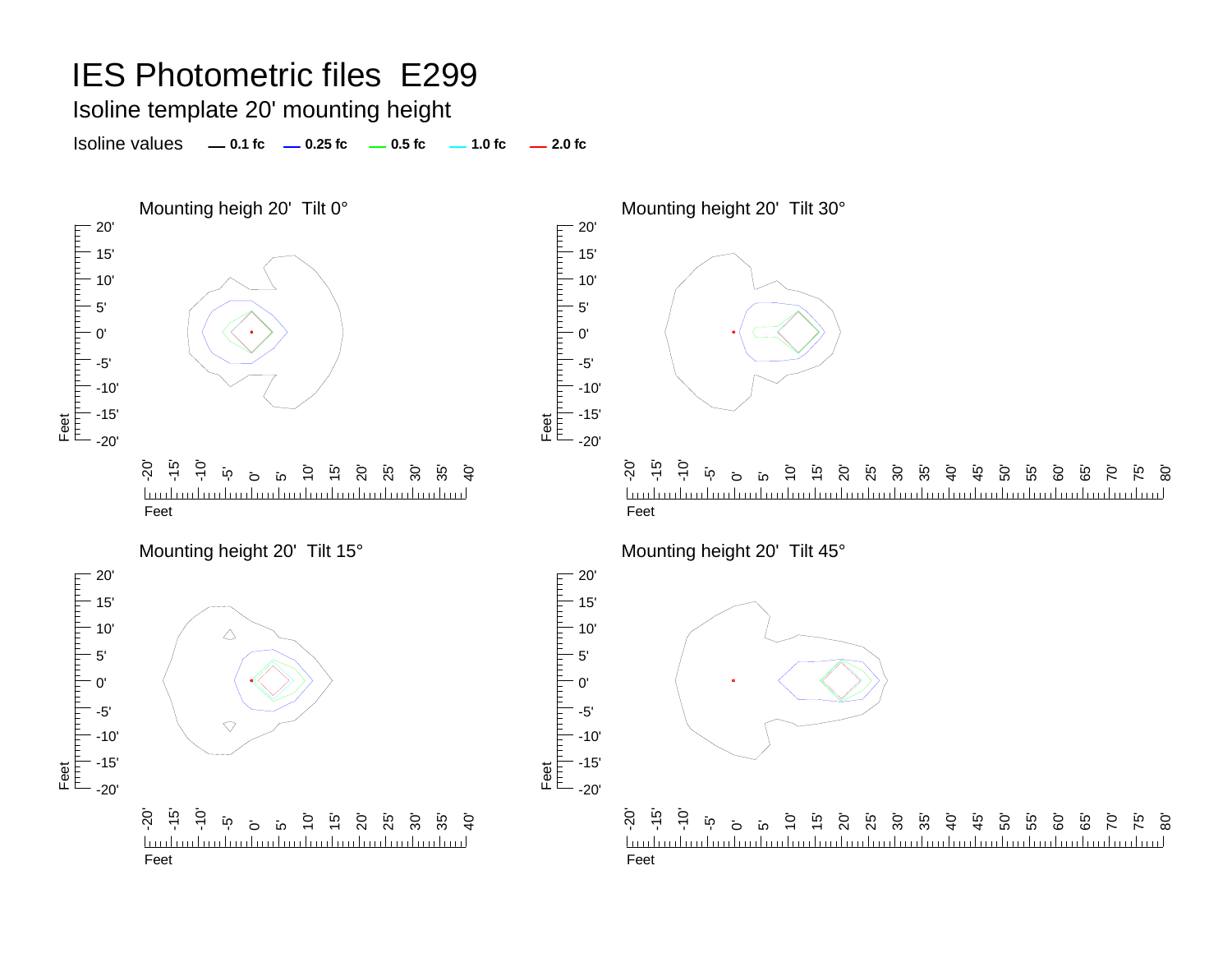# IES Photometric files  E299

## Isoline template 20' mounting height

Isoline values — 0.1 fc — 0.25 fc — 0.5 fc — 1.0 fc — 2.0 fc

### Mounting heigh 20'  Tilt 0°

### Mounting height 20'  Tilt 30°

### Mounting height 20'  Tilt 15°

### Mounting height 20'  Tilt 45°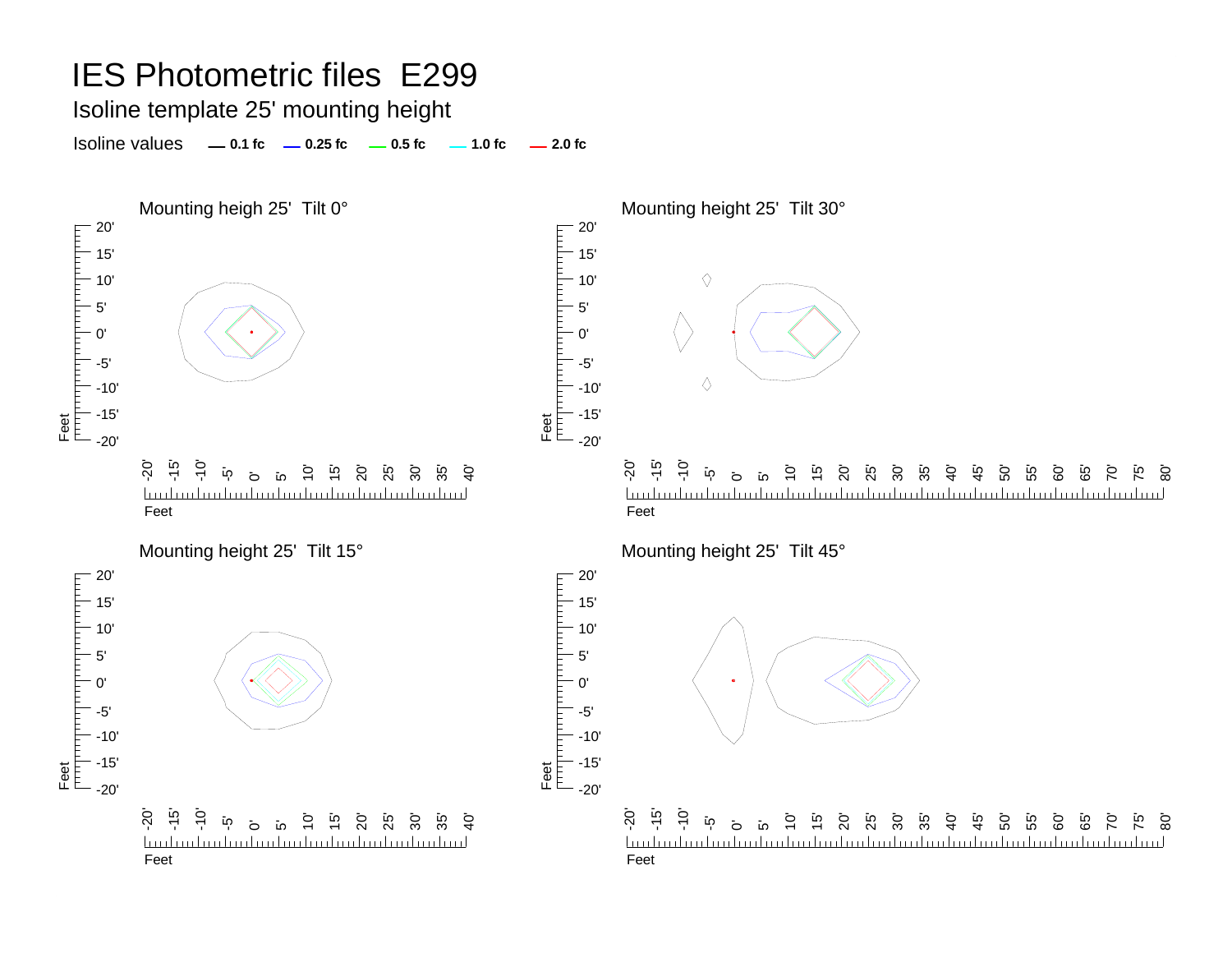# IES Photometric files  E299

## Isoline template 25' mounting height

Isoline values — 0.1 fc — 0.25 fc — 0.5 fc — 1.0 fc — 2.0 fc

### Mounting heigh 25'  Tilt 0°

### Mounting height 25'  Tilt 30°

### Mounting height 25'  Tilt 15°

### Mounting height 25'  Tilt 45°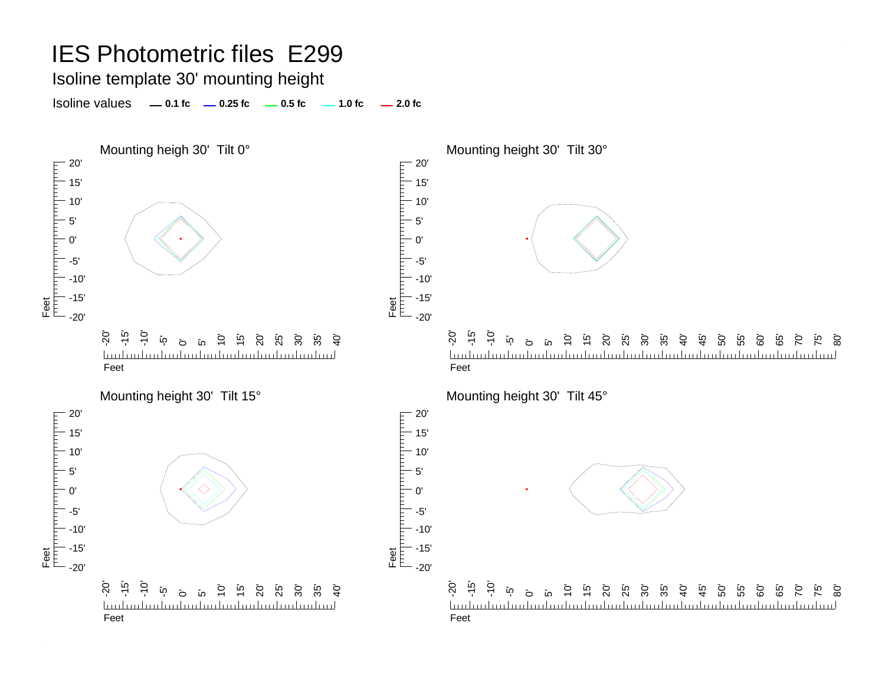# IES Photometric files E299

Isoline template 30' mounting height

Isoline values — 0.1 fc — 0.25 fc — 0.5 fc — 1.0 fc — 2.0 fc

Mounting heigh 30' Tilt 0°

20' 15' 10' 5' 0' -5' -10' -15' -20'

Feet

-20' -15' -10' -5' 0' 5' 10' 15' 20' 25' 30' 35' 40'

Feet

Mounting height 30' Tilt 30°

20' 15' 10' 5' 0' -5' -10' -15' -20'

Feet

-20' -15' -10' -5' 0' 5' 10' 15' 20' 25' 30' 35' 40' 45' 50' 55' 60' 65' 70' 75' 80'

Feet

Mounting height 30' Tilt 15°

20' 15' 10' 5' 0' -5' -10' -15' -20'

Feet

-20' -15' -10' -5' 0' 5' 10' 15' 20' 25' 30' 35' 40'

Feet

Mounting height 30' Tilt 45°

20' 15' 10' 5' 0' -5' -10' -15' -20'

Feet

-20' -15' -10' -5' 0' 5' 10' 15' 20' 25' 30' 35' 40' 45' 50' 55' 60' 65' 70' 75' 80'

Feet